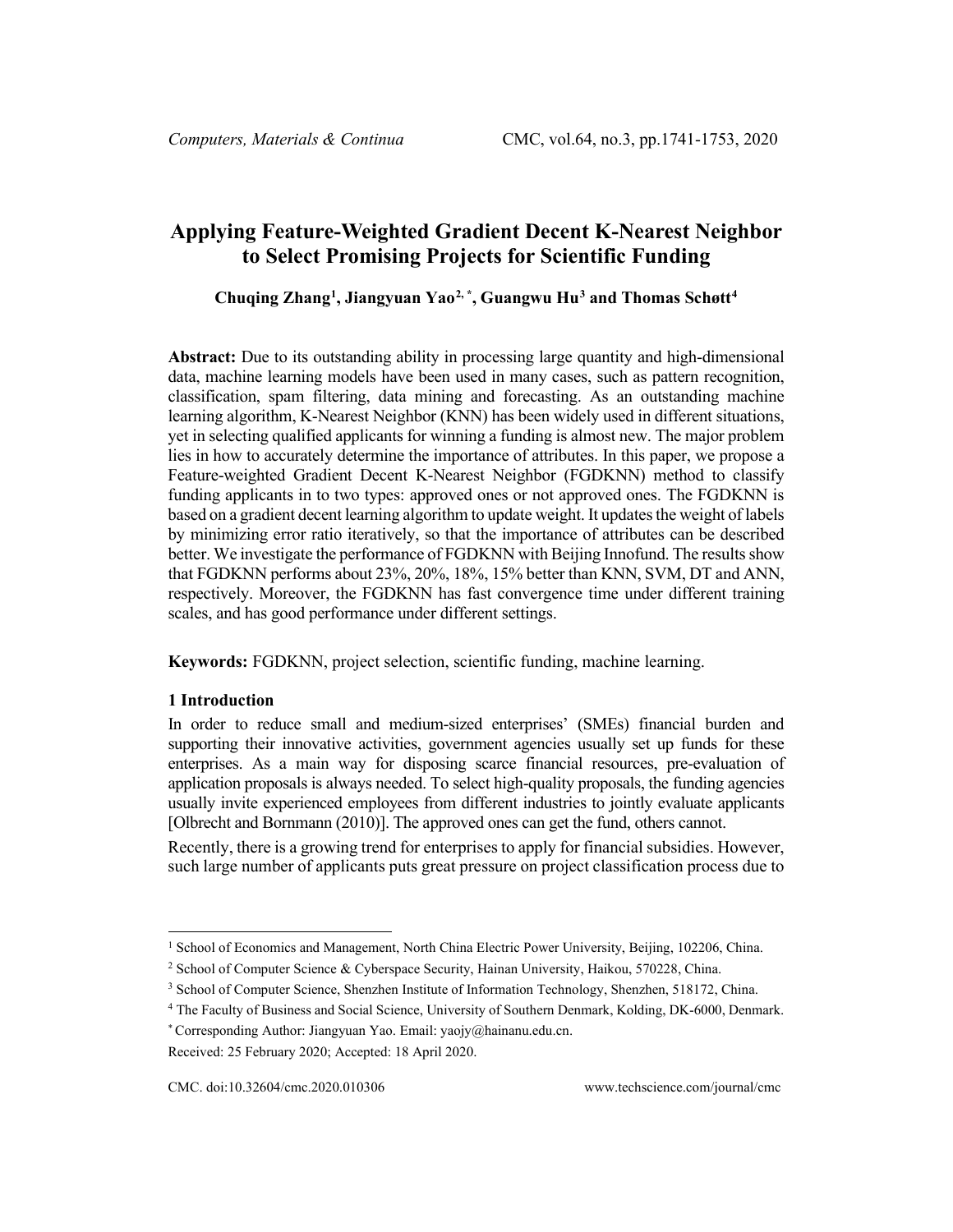# Applying Feature-Weighted Gradient Decent K-Nearest Neighbor to Select Promising Projects for Scientific Funding

**Chuqing Zhang[1], Jiangyuan Yao[2,*], Guangwu Hu[3] and Thomas Schøtt[4]**

**Abstract:** Due to its outstanding ability in processing large quantity and high-dimensional data, machine learning models have been used in many cases, such as pattern recognition, classification, spam filtering, data mining and forecasting. As an outstanding machine learning algorithm, K-Nearest Neighbor (KNN) has been widely used in different situations, yet in selecting qualified applicants for winning a funding is almost new. The major problem lies in how to accurately determine the importance of attributes. In this paper, we propose a Feature-weighted Gradient Decent K-Nearest Neighbor (FGDKNN) method to classify funding applicants in to two types: approved ones or not approved ones. The FGDKNN is based on a gradient decent learning algorithm to update weight. It updates the weight of labels by minimizing error ratio iteratively, so that the importance of attributes can be described better. We investigate the performance of FGDKNN with Beijing Innofund. The results show that FGDKNN performs about 23%, 20%, 18%, 15% better than KNN, SVM, DT and ANN, respectively. Moreover, the FGDKNN has fast convergence time under different training scales, and has good performance under different settings.

**Keywords:** FGDKNN, project selection, scientific funding, machine learning.

## 1 Introduction

In order to reduce small and medium-sized enterprises' (SMEs) financial burden and supporting their innovative activities, government agencies usually set up funds for these enterprises. As a main way for disposing scarce financial resources, pre-evaluation of application proposals is always needed. To select high-quality proposals, the funding agencies usually invite experienced employees from different industries to jointly evaluate applicants [Olbrecht and Bornmann (2010)]. The approved ones can get the fund, others cannot.

Recently, there is a growing trend for enterprises to apply for financial subsidies. However, such large number of applicants puts great pressure on project classification process due to

---

[1] School of Economics and Management, North China Electric Power University, Beijing, 102206, China.

[2] School of Computer Science & Cyberspace Security, Hainan University, Haikou, 570228, China.

[3] School of Computer Science, Shenzhen Institute of Information Technology, Shenzhen, 518172, China.

[4] The Faculty of Business and Social Science, University of Southern Denmark, Kolding, DK-6000, Denmark.

[*] Corresponding Author: Jiangyuan Yao. Email: yaojy@hainanu.edu.cn.

Received: 25 February 2020; Accepted: 18 April 2020.

CMC. doi:10.32604/cmc.2020.010306 www.techscience.com/journal/cmc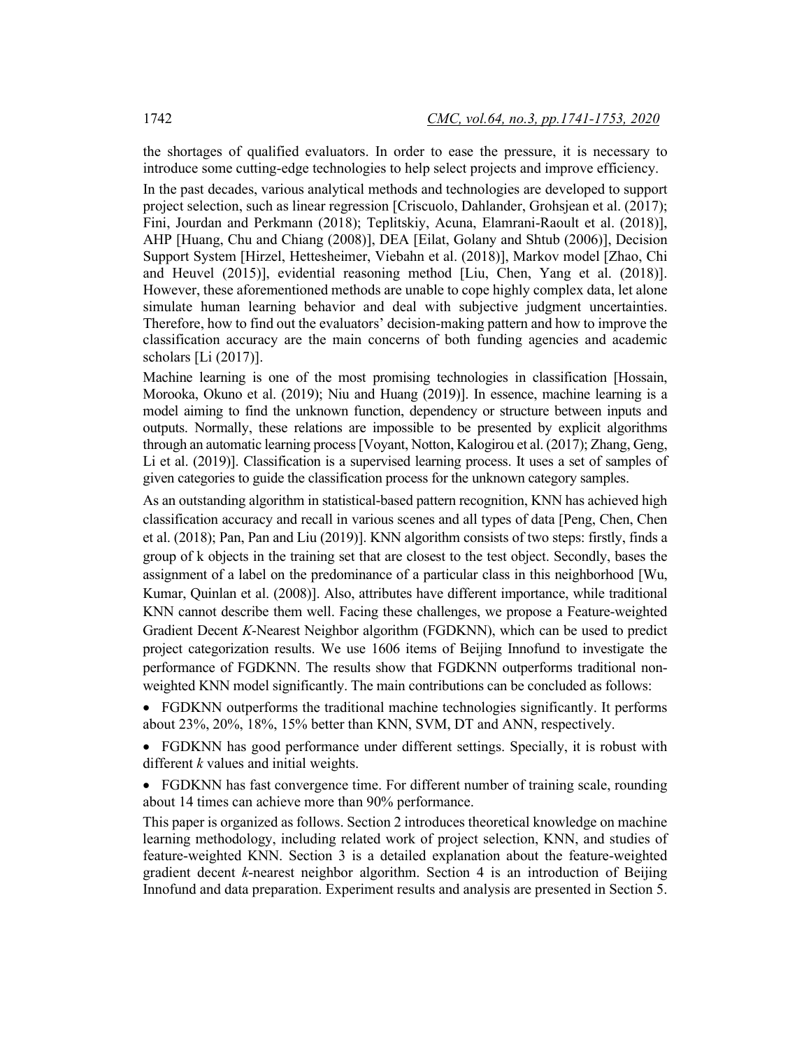the shortages of qualified evaluators. In order to ease the pressure, it is necessary to introduce some cutting-edge technologies to help select projects and improve efficiency.

In the past decades, various analytical methods and technologies are developed to support project selection, such as linear regression [Criscuolo, Dahlander, Grohsjean et al. (2017); Fini, Jourdan and Perkmann (2018); Teplitskiy, Acuna, Elamrani-Raoult et al. (2018)], AHP [Huang, Chu and Chiang (2008)], DEA [Eilat, Golany and Shtub (2006)], Decision Support System [Hirzel, Hettesheimer, Viebahn et al. (2018)], Markov model [Zhao, Chi and Heuvel (2015)], evidential reasoning method [Liu, Chen, Yang et al. (2018)]. However, these aforementioned methods are unable to cope highly complex data, let alone simulate human learning behavior and deal with subjective judgment uncertainties. Therefore, how to find out the evaluators' decision-making pattern and how to improve the classification accuracy are the main concerns of both funding agencies and academic scholars [Li (2017)].

Machine learning is one of the most promising technologies in classification [Hossain, Morooka, Okuno et al. (2019); Niu and Huang (2019)]. In essence, machine learning is a model aiming to find the unknown function, dependency or structure between inputs and outputs. Normally, these relations are impossible to be presented by explicit algorithms through an automatic learning process [Voyant, Notton, Kalogirou et al. (2017); Zhang, Geng, Li et al. (2019)]. Classification is a supervised learning process. It uses a set of samples of given categories to guide the classification process for the unknown category samples.

As an outstanding algorithm in statistical-based pattern recognition, KNN has achieved high classification accuracy and recall in various scenes and all types of data [Peng, Chen, Chen et al. (2018); Pan, Pan and Liu (2019)]. KNN algorithm consists of two steps: firstly, finds a group of k objects in the training set that are closest to the test object. Secondly, bases the assignment of a label on the predominance of a particular class in this neighborhood [Wu, Kumar, Quinlan et al. (2008)]. Also, attributes have different importance, while traditional KNN cannot describe them well. Facing these challenges, we propose a Feature-weighted Gradient Decent *K*-Nearest Neighbor algorithm (FGDKNN), which can be used to predict project categorization results. We use 1606 items of Beijing Innofund to investigate the performance of FGDKNN. The results show that FGDKNN outperforms traditional non-weighted KNN model significantly. The main contributions can be concluded as follows:

- FGDKNN outperforms the traditional machine technologies significantly. It performs about 23%, 20%, 18%, 15% better than KNN, SVM, DT and ANN, respectively.
- FGDKNN has good performance under different settings. Specially, it is robust with different *k* values and initial weights.
- FGDKNN has fast convergence time. For different number of training scale, rounding about 14 times can achieve more than 90% performance.

This paper is organized as follows. Section 2 introduces theoretical knowledge on machine learning methodology, including related work of project selection, KNN, and studies of feature-weighted KNN. Section 3 is a detailed explanation about the feature-weighted gradient decent *k*-nearest neighbor algorithm. Section 4 is an introduction of Beijing Innofund and data preparation. Experiment results and analysis are presented in Section 5.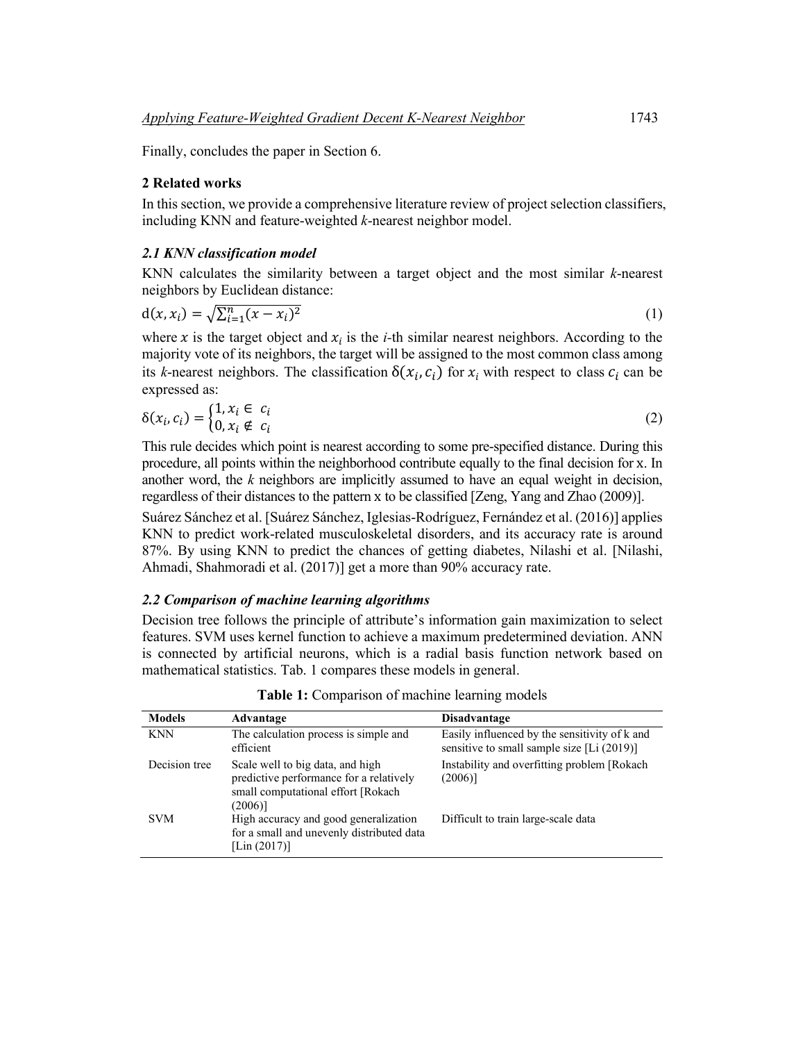Finally, concludes the paper in Section 6.

## 2 Related works

In this section, we provide a comprehensive literature review of project selection classifiers, including KNN and feature-weighted *k*-nearest neighbor model.

### *2.1 KNN classification model*

KNN calculates the similarity between a target object and the most similar *k*-nearest neighbors by Euclidean distance:

$$\mathrm{d}(x, x_i) = \sqrt{\sum_{i=1}^{n}(x - x_i)^2} \tag{1}$$

where $x$ is the target object and $x_i$ is the *i*-th similar nearest neighbors. According to the majority vote of its neighbors, the target will be assigned to the most common class among its *k*-nearest neighbors. The classification $\delta(x_i, c_i)$ for $x_i$ with respect to class $c_i$ can be expressed as:

$$\delta(x_i, c_i) = \begin{cases} 1, x_i \in c_i \\ 0, x_i \notin c_i \end{cases} \tag{2}$$

This rule decides which point is nearest according to some pre-specified distance. During this procedure, all points within the neighborhood contribute equally to the final decision for x. In another word, the *k* neighbors are implicitly assumed to have an equal weight in decision, regardless of their distances to the pattern x to be classified [Zeng, Yang and Zhao (2009)].

Suárez Sánchez et al. [Suárez Sánchez, Iglesias-Rodríguez, Fernández et al. (2016)] applies KNN to predict work-related musculoskeletal disorders, and its accuracy rate is around 87%. By using KNN to predict the chances of getting diabetes, Nilashi et al. [Nilashi, Ahmadi, Shahmoradi et al. (2017)] get a more than 90% accuracy rate.

### *2.2 Comparison of machine learning algorithms*

Decision tree follows the principle of attribute's information gain maximization to select features. SVM uses kernel function to achieve a maximum predetermined deviation. ANN is connected by artificial neurons, which is a radial basis function network based on mathematical statistics. Tab. 1 compares these models in general.

**Table 1:** Comparison of machine learning models

| Models | Advantage | Disadvantage |
|---|---|---|
| KNN | The calculation process is simple and efficient | Easily influenced by the sensitivity of k and sensitive to small sample size [Li (2019)] |
| Decision tree | Scale well to big data, and high predictive performance for a relatively small computational effort [Rokach (2006)] | Instability and overfitting problem [Rokach (2006)] |
| SVM | High accuracy and good generalization for a small and unevenly distributed data [Lin (2017)] | Difficult to train large-scale data |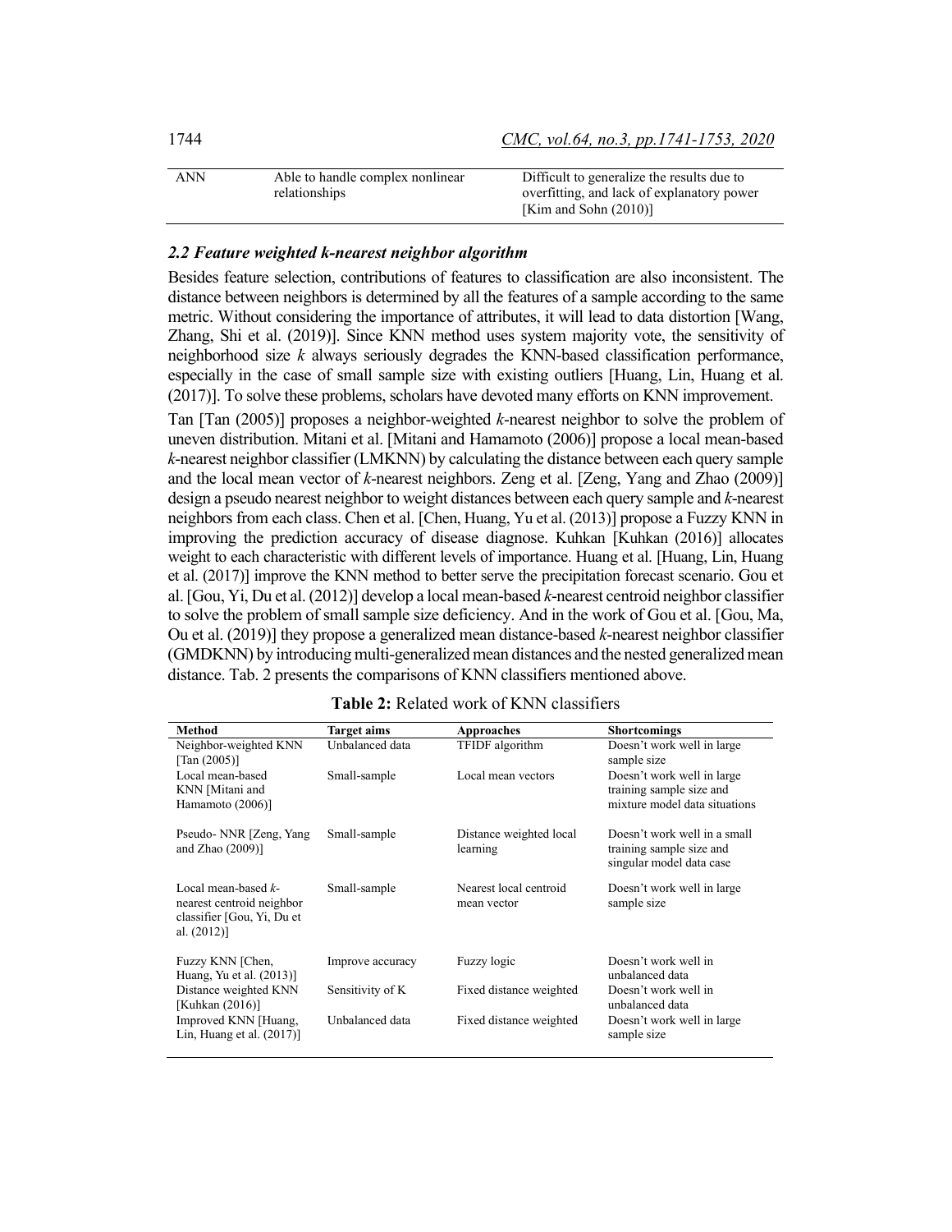| ANN | Able to handle complex nonlinear relationships | Difficult to generalize the results due to overfitting, and lack of explanatory power [Kim and Sohn (2010)] |
|---|---|---|

### *2.2 Feature weighted k-nearest neighbor algorithm*

Besides feature selection, contributions of features to classification are also inconsistent. The distance between neighbors is determined by all the features of a sample according to the same metric. Without considering the importance of attributes, it will lead to data distortion [Wang, Zhang, Shi et al. (2019)]. Since KNN method uses system majority vote, the sensitivity of neighborhood size *k* always seriously degrades the KNN-based classification performance, especially in the case of small sample size with existing outliers [Huang, Lin, Huang et al. (2017)]. To solve these problems, scholars have devoted many efforts on KNN improvement.

Tan [Tan (2005)] proposes a neighbor-weighted *k*-nearest neighbor to solve the problem of uneven distribution. Mitani et al. [Mitani and Hamamoto (2006)] propose a local mean-based *k*-nearest neighbor classifier (LMKNN) by calculating the distance between each query sample and the local mean vector of *k*-nearest neighbors. Zeng et al. [Zeng, Yang and Zhao (2009)] design a pseudo nearest neighbor to weight distances between each query sample and *k*-nearest neighbors from each class. Chen et al. [Chen, Huang, Yu et al. (2013)] propose a Fuzzy KNN in improving the prediction accuracy of disease diagnose. Kuhkan [Kuhkan (2016)] allocates weight to each characteristic with different levels of importance. Huang et al. [Huang, Lin, Huang et al. (2017)] improve the KNN method to better serve the precipitation forecast scenario. Gou et al. [Gou, Yi, Du et al. (2012)] develop a local mean-based *k*-nearest centroid neighbor classifier to solve the problem of small sample size deficiency. And in the work of Gou et al. [Gou, Ma, Ou et al. (2019)] they propose a generalized mean distance-based *k*-nearest neighbor classifier (GMDKNN) by introducing multi-generalized mean distances and the nested generalized mean distance. Tab. 2 presents the comparisons of KNN classifiers mentioned above.

**Table 2:** Related work of KNN classifiers

| Method | Target aims | Approaches | Shortcomings |
|---|---|---|---|
| Neighbor-weighted KNN [Tan (2005)] | Unbalanced data | TFIDF algorithm | Doesn't work well in large sample size |
| Local mean-based KNN [Mitani and Hamamoto (2006)] | Small-sample | Local mean vectors | Doesn't work well in large training sample size and mixture model data situations |
| Pseudo- NNR [Zeng, Yang and Zhao (2009)] | Small-sample | Distance weighted local learning | Doesn't work well in a small training sample size and singular model data case |
| Local mean-based *k*-nearest centroid neighbor classifier [Gou, Yi, Du et al. (2012)] | Small-sample | Nearest local centroid mean vector | Doesn't work well in large sample size |
| Fuzzy KNN [Chen, Huang, Yu et al. (2013)] | Improve accuracy | Fuzzy logic | Doesn't work well in unbalanced data |
| Distance weighted KNN [Kuhkan (2016)] | Sensitivity of K | Fixed distance weighted | Doesn't work well in unbalanced data |
| Improved KNN [Huang, Lin, Huang et al. (2017)] | Unbalanced data | Fixed distance weighted | Doesn't work well in large sample size |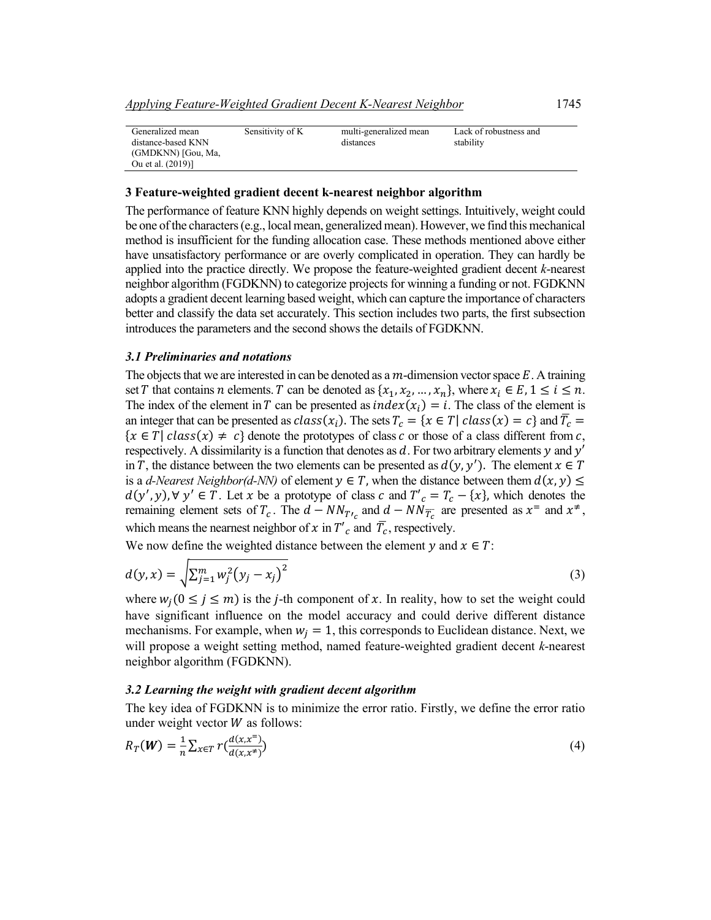| Generalized mean distance-based KNN (GMDKNN) [Gou, Ma, Ou et al. (2019)] | Sensitivity of K | multi-generalized mean distances | Lack of robustness and stability |
|---|---|---|---|

### 3 Feature-weighted gradient decent k-nearest neighbor algorithm

The performance of feature KNN highly depends on weight settings. Intuitively, weight could be one of the characters (e.g., local mean, generalized mean). However, we find this mechanical method is insufficient for the funding allocation case. These methods mentioned above either have unsatisfactory performance or are overly complicated in operation. They can hardly be applied into the practice directly. We propose the feature-weighted gradient decent *k*-nearest neighbor algorithm (FGDKNN) to categorize projects for winning a funding or not. FGDKNN adopts a gradient decent learning based weight, which can capture the importance of characters better and classify the data set accurately. This section includes two parts, the first subsection introduces the parameters and the second shows the details of FGDKNN.

#### *3.1 Preliminaries and notations*

The objects that we are interested in can be denoted as a $m$-dimension vector space $E$. A training set $T$ that contains $n$ elements. $T$ can be denoted as $\{x_1, x_2, \dots, x_n\}$, where $x_i \in E, 1 \leq i \leq n$. The index of the element in $T$ can be presented as $index(x_i) = i$. The class of the element is an integer that can be presented as $class(x_i)$. The sets $T_c = \{x \in T | \, class(x) = c\}$ and $\overline{T_c} = \{x \in T | \, class(x) \neq c\}$ denote the prototypes of class $c$ or those of a class different from $c$, respectively. A dissimilarity is a function that denotes as $d$. For two arbitrary elements $y$ and $y'$ in $T$, the distance between the two elements can be presented as $d(y, y')$. The element $x \in T$ is a *d-Nearest Neighbor(d-NN)* of element $y \in T$, when the distance between them $d(x, y) \leq d(y', y), \forall \, y' \in T$. Let $x$ be a prototype of class $c$ and $T'_c = T_c - \{x\}$, which denotes the remaining element sets of $T_c$. The $d - NN_{T'_c}$ and $d - NN_{\overline{T_c}}$ are presented as $x^{=}$ and $x^{\neq}$, which means the nearnest neighbor of $x$ in $T'_c$ and $\overline{T_c}$, respectively.

We now define the weighted distance between the element $y$ and $x \in T$:

$$d(y, x) = \sqrt{\sum_{j=1}^{m} w_j^2 \left(y_j - x_j\right)^2} \tag{3}$$

where $w_j (0 \leq j \leq m)$ is the $j$-th component of $x$. In reality, how to set the weight could have significant influence on the model accuracy and could derive different distance mechanisms. For example, when $w_j = 1$, this corresponds to Euclidean distance. Next, we will propose a weight setting method, named feature-weighted gradient decent *k*-nearest neighbor algorithm (FGDKNN).

#### *3.2 Learning the weight with gradient decent algorithm*

The key idea of FGDKNN is to minimize the error ratio. Firstly, we define the error ratio under weight vector $W$ as follows:

$$R_T(\boldsymbol{W}) = \frac{1}{n} \sum_{x \in T} r\left(\frac{d(x, x^{=})}{d(x, x^{\neq})}\right) \tag{4}$$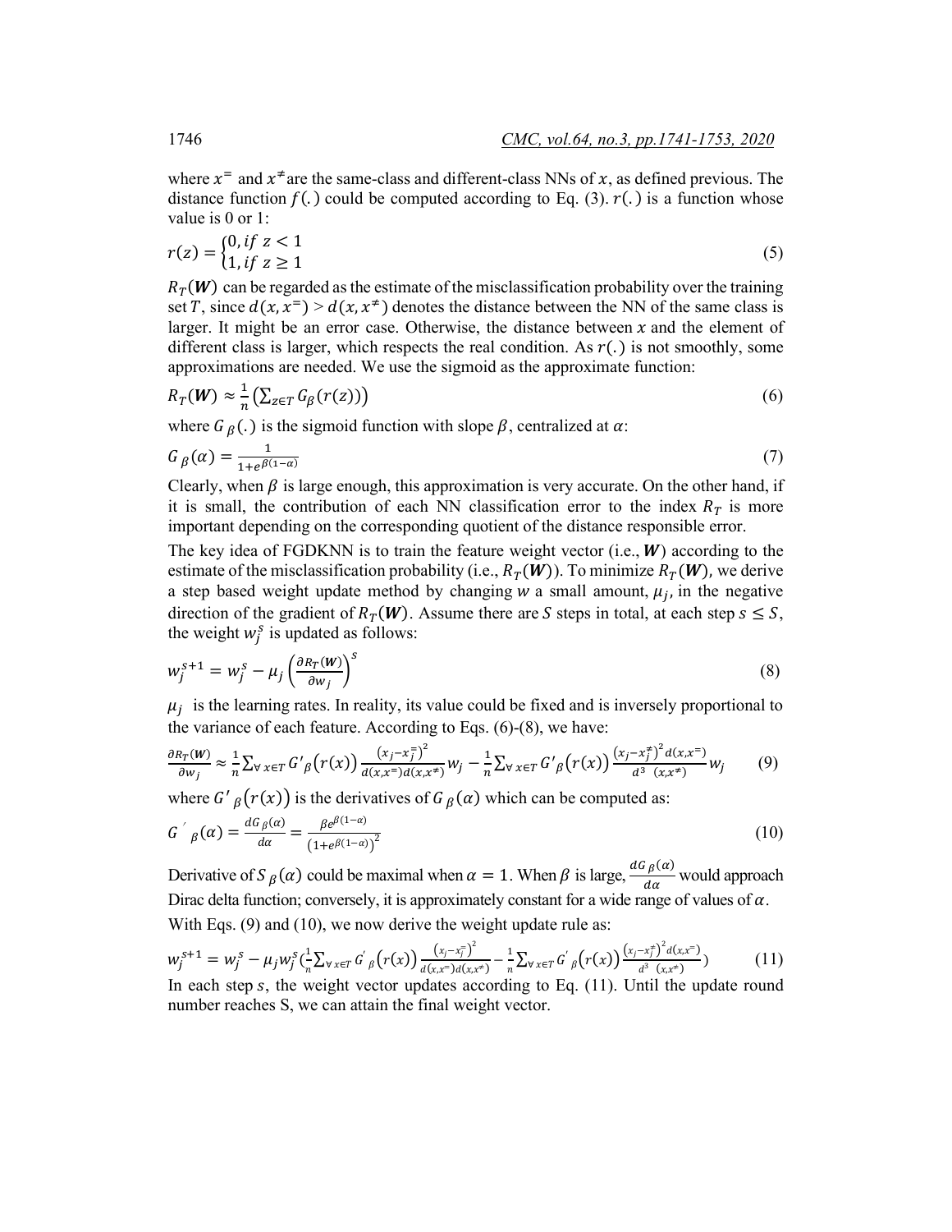where $x^=$ and $x^{\neq}$ are the same-class and different-class NNs of $x$, as defined previous. The distance function $f(.)$ could be computed according to Eq. (3). $r(.)$ is a function whose value is 0 or 1:

$$r(z) = \begin{cases} 0, if\ z < 1 \\ 1, if\ z \geq 1 \end{cases} \tag{5}$$

$R_T(\boldsymbol{W})$ can be regarded as the estimate of the misclassification probability over the training set $T$, since $d(x, x^=) > d(x, x^{\neq})$ denotes the distance between the NN of the same class is larger. It might be an error case. Otherwise, the distance between $x$ and the element of different class is larger, which respects the real condition. As $r(.)$ is not smoothly, some approximations are needed. We use the sigmoid as the approximate function:

$$R_T(\boldsymbol{W}) \approx \frac{1}{n}\left(\sum_{z \in T} G_\beta(r(z))\right) \tag{6}$$

where $G_\beta(.)$ is the sigmoid function with slope $\beta$, centralized at $\alpha$:

$$G_\beta(\alpha) = \frac{1}{1+e^{\beta(1-\alpha)}} \tag{7}$$

Clearly, when $\beta$ is large enough, this approximation is very accurate. On the other hand, if it is small, the contribution of each NN classification error to the index $R_T$ is more important depending on the corresponding quotient of the distance responsible error.

The key idea of FGDKNN is to train the feature weight vector (i.e., $\boldsymbol{W}$) according to the estimate of the misclassification probability (i.e., $R_T(\boldsymbol{W})$). To minimize $R_T(\boldsymbol{W})$, we derive a step based weight update method by changing $w$ a small amount, $\mu_j$, in the negative direction of the gradient of $R_T(\boldsymbol{W})$. Assume there are $S$ steps in total, at each step $s \leq S$, the weight $w_j^s$ is updated as follows:

$$w_j^{s+1} = w_j^s - \mu_j \left(\frac{\partial R_T(\boldsymbol{W})}{\partial w_j}\right)^s \tag{8}$$

$\mu_j$ is the learning rates. In reality, its value could be fixed and is inversely proportional to the variance of each feature. According to Eqs. (6)-(8), we have:

$$\frac{\partial R_T(\boldsymbol{W})}{\partial w_j} \approx \frac{1}{n}\sum_{\forall x \in T} G'_\beta(r(x)) \frac{(x_j - x_j^=)^2}{d(x,x^=)d(x,x^{\neq})} w_j - \frac{1}{n}\sum_{\forall x \in T} G'_\beta(r(x)) \frac{(x_j - x_j^{\neq})^2 d(x,x^=)}{d^3\ (x,x^{\neq})} w_j \tag{9}$$

where $G'_\beta(r(x))$ is the derivatives of $G_\beta(\alpha)$ which can be computed as:

$$G'_\beta(\alpha) = \frac{dG_\beta(\alpha)}{d\alpha} = \frac{\beta e^{\beta(1-\alpha)}}{\left(1+e^{\beta(1-\alpha)}\right)^2} \tag{10}$$

Derivative of $S_\beta(\alpha)$ could be maximal when $\alpha = 1$. When $\beta$ is large, $\frac{dG_\beta(\alpha)}{d\alpha}$ would approach Dirac delta function; conversely, it is approximately constant for a wide range of values of $\alpha$.

With Eqs. (9) and (10), we now derive the weight update rule as:

$$w_j^{s+1} = w_j^s - \mu_j w_j^s \left(\frac{1}{n}\sum_{\forall x \in T} G'_\beta(r(x)) \frac{(x_j - x_j^=)^2}{d(x,x^=)d(x,x^{\neq})} - \frac{1}{n}\sum_{\forall x \in T} G'_\beta(r(x)) \frac{(x_j - x_j^{\neq})^2 d(x,x^=)}{d^3\ (x,x^{\neq})}\right) \tag{11}$$

In each step $s$, the weight vector updates according to Eq. (11). Until the update round number reaches S, we can attain the final weight vector.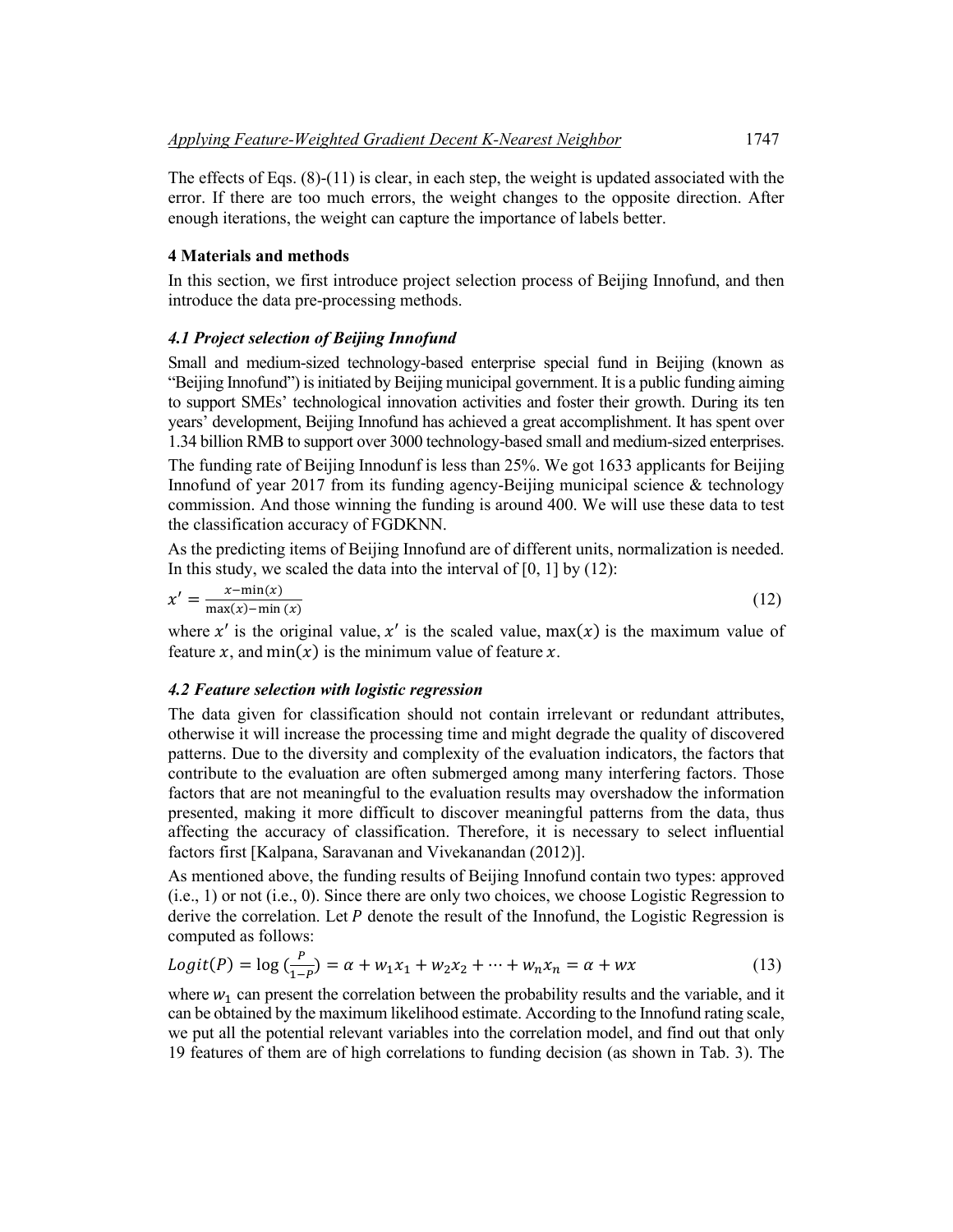The effects of Eqs. (8)-(11) is clear, in each step, the weight is updated associated with the error. If there are too much errors, the weight changes to the opposite direction. After enough iterations, the weight can capture the importance of labels better.

## 4 Materials and methods

In this section, we first introduce project selection process of Beijing Innofund, and then introduce the data pre-processing methods.

### *4.1 Project selection of Beijing Innofund*

Small and medium-sized technology-based enterprise special fund in Beijing (known as "Beijing Innofund") is initiated by Beijing municipal government. It is a public funding aiming to support SMEs' technological innovation activities and foster their growth. During its ten years' development, Beijing Innofund has achieved a great accomplishment. It has spent over 1.34 billion RMB to support over 3000 technology-based small and medium-sized enterprises.

The funding rate of Beijing Innodunf is less than 25%. We got 1633 applicants for Beijing Innofund of year 2017 from its funding agency-Beijing municipal science & technology commission. And those winning the funding is around 400. We will use these data to test the classification accuracy of FGDKNN.

As the predicting items of Beijing Innofund are of different units, normalization is needed. In this study, we scaled the data into the interval of [0, 1] by (12):

$$x' = \frac{x - \min(x)}{\max(x) - \min(x)} \tag{12}$$

where $x'$ is the original value, $x'$ is the scaled value, $\max(x)$ is the maximum value of feature $x$, and $\min(x)$ is the minimum value of feature $x$.

### *4.2 Feature selection with logistic regression*

The data given for classification should not contain irrelevant or redundant attributes, otherwise it will increase the processing time and might degrade the quality of discovered patterns. Due to the diversity and complexity of the evaluation indicators, the factors that contribute to the evaluation are often submerged among many interfering factors. Those factors that are not meaningful to the evaluation results may overshadow the information presented, making it more difficult to discover meaningful patterns from the data, thus affecting the accuracy of classification. Therefore, it is necessary to select influential factors first [Kalpana, Saravanan and Vivekanandan (2012)].

As mentioned above, the funding results of Beijing Innofund contain two types: approved (i.e., 1) or not (i.e., 0). Since there are only two choices, we choose Logistic Regression to derive the correlation. Let $P$ denote the result of the Innofund, the Logistic Regression is computed as follows:

$$Logit(P) = \log\left(\frac{P}{1-P}\right) = \alpha + w_1 x_1 + w_2 x_2 + \cdots + w_n x_n = \alpha + wx \tag{13}$$

where $w_1$ can present the correlation between the probability results and the variable, and it can be obtained by the maximum likelihood estimate. According to the Innofund rating scale, we put all the potential relevant variables into the correlation model, and find out that only 19 features of them are of high correlations to funding decision (as shown in Tab. 3). The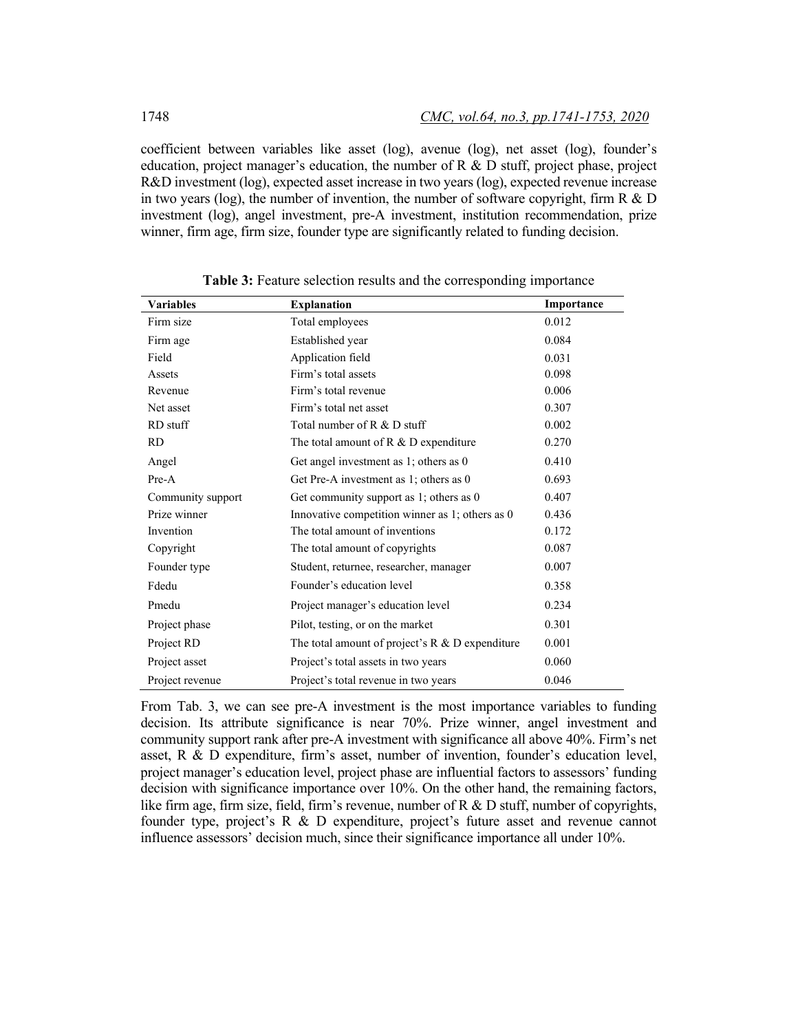coefficient between variables like asset (log), avenue (log), net asset (log), founder's education, project manager's education, the number of R & D stuff, project phase, project R&D investment (log), expected asset increase in two years (log), expected revenue increase in two years (log), the number of invention, the number of software copyright, firm R & D investment (log), angel investment, pre-A investment, institution recommendation, prize winner, firm age, firm size, founder type are significantly related to funding decision.

**Table 3:** Feature selection results and the corresponding importance

| Variables | Explanation | Importance |
|---|---|---|
| Firm size | Total employees | 0.012 |
| Firm age | Established year | 0.084 |
| Field | Application field | 0.031 |
| Assets | Firm's total assets | 0.098 |
| Revenue | Firm's total revenue | 0.006 |
| Net asset | Firm's total net asset | 0.307 |
| RD stuff | Total number of R & D stuff | 0.002 |
| RD | The total amount of R & D expenditure | 0.270 |
| Angel | Get angel investment as 1; others as 0 | 0.410 |
| Pre-A | Get Pre-A investment as 1; others as 0 | 0.693 |
| Community support | Get community support as 1; others as 0 | 0.407 |
| Prize winner | Innovative competition winner as 1; others as 0 | 0.436 |
| Invention | The total amount of inventions | 0.172 |
| Copyright | The total amount of copyrights | 0.087 |
| Founder type | Student, returnee, researcher, manager | 0.007 |
| Fdedu | Founder's education level | 0.358 |
| Pmedu | Project manager's education level | 0.234 |
| Project phase | Pilot, testing, or on the market | 0.301 |
| Project RD | The total amount of project's R & D expenditure | 0.001 |
| Project asset | Project's total assets in two years | 0.060 |
| Project revenue | Project's total revenue in two years | 0.046 |

From Tab. 3, we can see pre-A investment is the most importance variables to funding decision. Its attribute significance is near 70%. Prize winner, angel investment and community support rank after pre-A investment with significance all above 40%. Firm's net asset, R & D expenditure, firm's asset, number of invention, founder's education level, project manager's education level, project phase are influential factors to assessors' funding decision with significance importance over 10%. On the other hand, the remaining factors, like firm age, firm size, field, firm's revenue, number of R & D stuff, number of copyrights, founder type, project's R & D expenditure, project's future asset and revenue cannot influence assessors' decision much, since their significance importance all under 10%.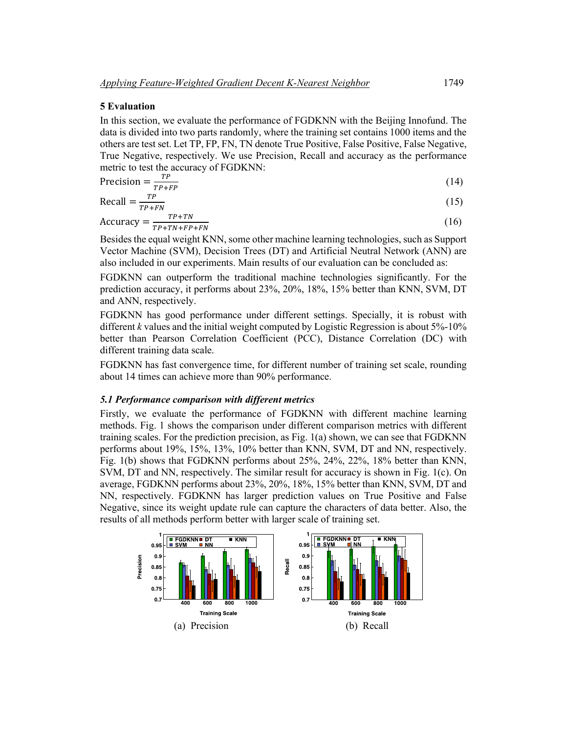## 5 Evaluation

In this section, we evaluate the performance of FGDKNN with the Beijing Innofund. The data is divided into two parts randomly, where the training set contains 1000 items and the others are test set. Let TP, FP, FN, TN denote True Positive, False Positive, False Negative, True Negative, respectively. We use Precision, Recall and accuracy as the performance metric to test the accuracy of FGDKNN:

$$\text{Precision} = \frac{TP}{TP+FP} \tag{14}$$

$$\text{Recall} = \frac{TP}{TP+FN} \tag{15}$$

$$\text{Accuracy} = \frac{TP+TN}{TP+TN+FP+FN} \tag{16}$$

Besides the equal weight KNN, some other machine learning technologies, such as Support Vector Machine (SVM), Decision Trees (DT) and Artificial Neutral Network (ANN) are also included in our experiments. Main results of our evaluation can be concluded as:

FGDKNN can outperform the traditional machine technologies significantly. For the prediction accuracy, it performs about 23%, 20%, 18%, 15% better than KNN, SVM, DT and ANN, respectively.

FGDKNN has good performance under different settings. Specially, it is robust with different *k* values and the initial weight computed by Logistic Regression is about 5%-10% better than Pearson Correlation Coefficient (PCC), Distance Correlation (DC) with different training data scale.

FGDKNN has fast convergence time, for different number of training set scale, rounding about 14 times can achieve more than 90% performance.

### *5.1 Performance comparison with different metrics*

Firstly, we evaluate the performance of FGDKNN with different machine learning methods. Fig. 1 shows the comparison under different comparison metrics with different training scales. For the prediction precision, as Fig. 1(a) shown, we can see that FGDKNN performs about 19%, 15%, 13%, 10% better than KNN, SVM, DT and NN, respectively. Fig. 1(b) shows that FGDKNN performs about 25%, 24%, 22%, 18% better than KNN, SVM, DT and NN, respectively. The similar result for accuracy is shown in Fig. 1(c). On average, FGDKNN performs about 23%, 20%, 18%, 15% better than KNN, SVM, DT and NN, respectively. FGDKNN has larger prediction values on True Positive and False Negative, since its weight update rule can capture the characters of data better. Also, the results of all methods perform better with larger scale of training set.

(a) Precision

(b) Recall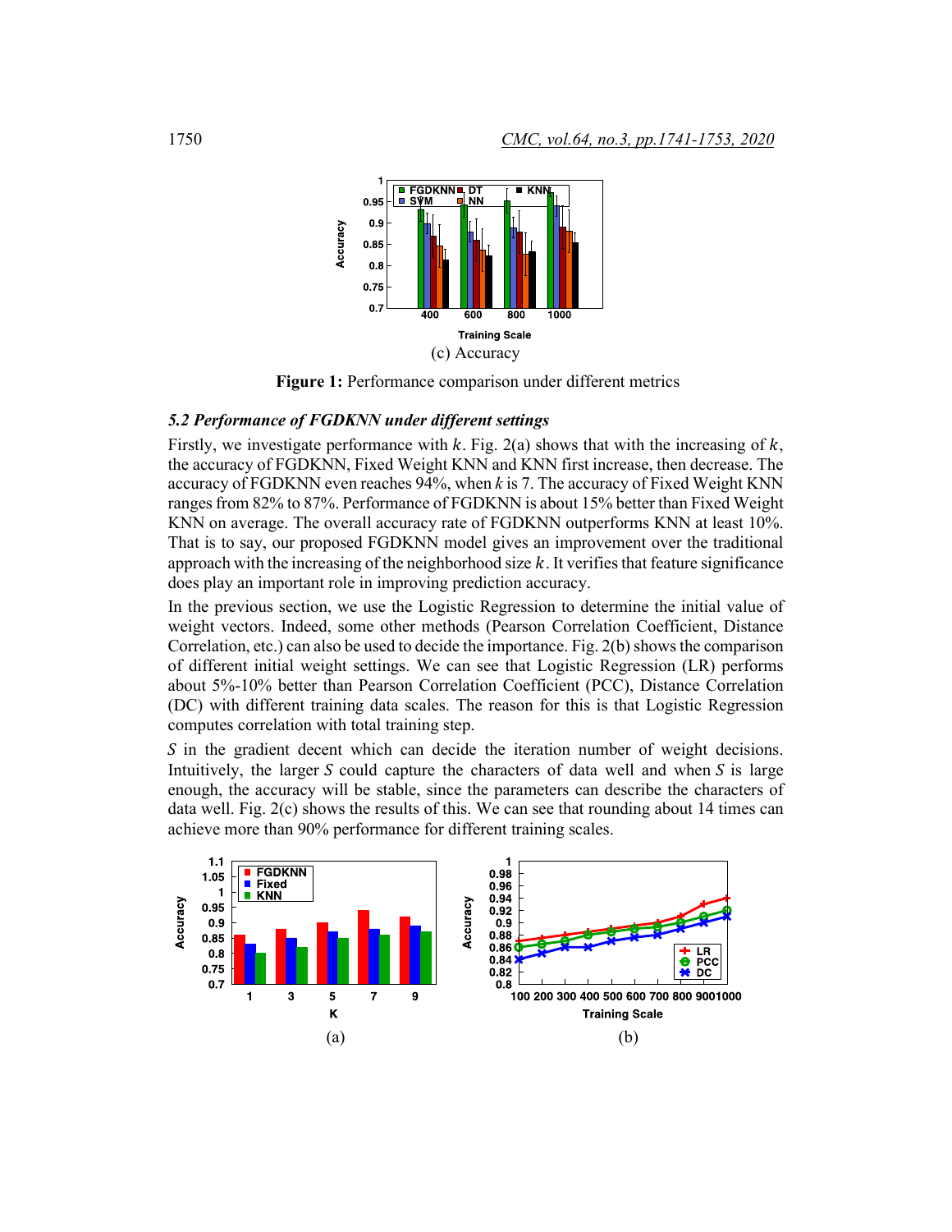(c) Accuracy

**Figure 1:** Performance comparison under different metrics

### *5.2 Performance of FGDKNN under different settings*

Firstly, we investigate performance with $k$. Fig. 2(a) shows that with the increasing of $k$, the accuracy of FGDKNN, Fixed Weight KNN and KNN first increase, then decrease. The accuracy of FGDKNN even reaches 94%, when $k$ is 7. The accuracy of Fixed Weight KNN ranges from 82% to 87%. Performance of FGDKNN is about 15% better than Fixed Weight KNN on average. The overall accuracy rate of FGDKNN outperforms KNN at least 10%. That is to say, our proposed FGDKNN model gives an improvement over the traditional approach with the increasing of the neighborhood size $k$. It verifies that feature significance does play an important role in improving prediction accuracy.

In the previous section, we use the Logistic Regression to determine the initial value of weight vectors. Indeed, some other methods (Pearson Correlation Coefficient, Distance Correlation, etc.) can also be used to decide the importance. Fig. 2(b) shows the comparison of different initial weight settings. We can see that Logistic Regression (LR) performs about 5%-10% better than Pearson Correlation Coefficient (PCC), Distance Correlation (DC) with different training data scales. The reason for this is that Logistic Regression computes correlation with total training step.

$S$ in the gradient decent which can decide the iteration number of weight decisions. Intuitively, the larger $S$ could capture the characters of data well and when $S$ is large enough, the accuracy will be stable, since the parameters can describe the characters of data well. Fig. 2(c) shows the results of this. We can see that rounding about 14 times can achieve more than 90% performance for different training scales.

(a)

(b)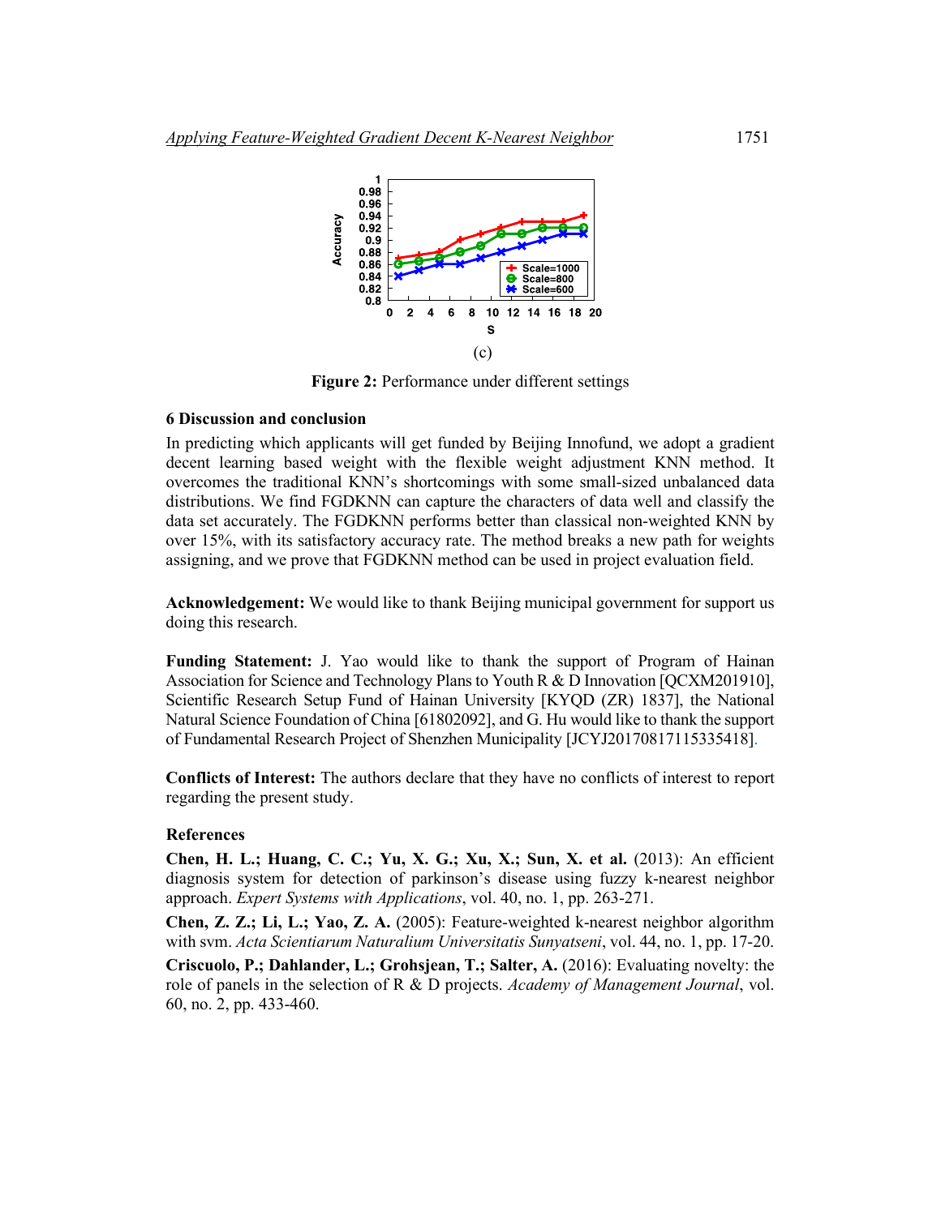(c)

**Figure 2:** Performance under different settings

## 6 Discussion and conclusion

In predicting which applicants will get funded by Beijing Innofund, we adopt a gradient decent learning based weight with the flexible weight adjustment KNN method. It overcomes the traditional KNN's shortcomings with some small-sized unbalanced data distributions. We find FGDKNN can capture the characters of data well and classify the data set accurately. The FGDKNN performs better than classical non-weighted KNN by over 15%, with its satisfactory accuracy rate. The method breaks a new path for weights assigning, and we prove that FGDKNN method can be used in project evaluation field.

**Acknowledgement:** We would like to thank Beijing municipal government for support us doing this research.

**Funding Statement:** J. Yao would like to thank the support of Program of Hainan Association for Science and Technology Plans to Youth R & D Innovation [QCXM201910], Scientific Research Setup Fund of Hainan University [KYQD (ZR) 1837], the National Natural Science Foundation of China [61802092], and G. Hu would like to thank the support of Fundamental Research Project of Shenzhen Municipality [JCYJ20170817115335418].

**Conflicts of Interest:** The authors declare that they have no conflicts of interest to report regarding the present study.

## References

**Chen, H. L.; Huang, C. C.; Yu, X. G.; Xu, X.; Sun, X. et al.** (2013): An efficient diagnosis system for detection of parkinson's disease using fuzzy k-nearest neighbor approach. *Expert Systems with Applications*, vol. 40, no. 1, pp. 263-271.

**Chen, Z. Z.; Li, L.; Yao, Z. A.** (2005): Feature-weighted k-nearest neighbor algorithm with svm. *Acta Scientiarum Naturalium Universitatis Sunyatseni*, vol. 44, no. 1, pp. 17-20.

**Criscuolo, P.; Dahlander, L.; Grohsjean, T.; Salter, A.** (2016): Evaluating novelty: the role of panels in the selection of R & D projects. *Academy of Management Journal*, vol. 60, no. 2, pp. 433-460.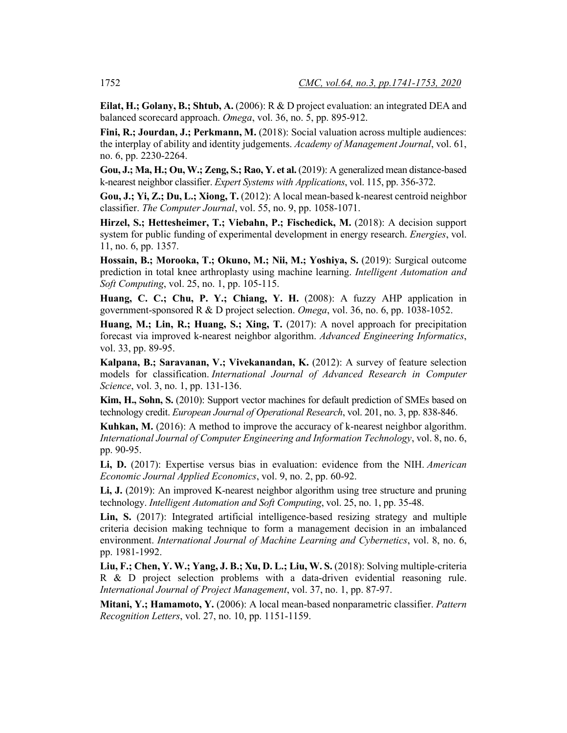**Eilat, H.; Golany, B.; Shtub, A.** (2006): R & D project evaluation: an integrated DEA and balanced scorecard approach. *Omega*, vol. 36, no. 5, pp. 895-912.

**Fini, R.; Jourdan, J.; Perkmann, M.** (2018): Social valuation across multiple audiences: the interplay of ability and identity judgements. *Academy of Management Journal*, vol. 61, no. 6, pp. 2230-2264.

**Gou, J.; Ma, H.; Ou, W.; Zeng, S.; Rao, Y. et al.** (2019): A generalized mean distance-based k-nearest neighbor classifier. *Expert Systems with Applications*, vol. 115, pp. 356-372.

**Gou, J.; Yi, Z.; Du, L.; Xiong, T.** (2012): A local mean-based k-nearest centroid neighbor classifier. *The Computer Journal*, vol. 55, no. 9, pp. 1058-1071.

**Hirzel, S.; Hettesheimer, T.; Viebahn, P.; Fischedick, M.** (2018): A decision support system for public funding of experimental development in energy research. *Energies*, vol. 11, no. 6, pp. 1357.

**Hossain, B.; Morooka, T.; Okuno, M.; Nii, M.; Yoshiya, S.** (2019): Surgical outcome prediction in total knee arthroplasty using machine learning. *Intelligent Automation and Soft Computing*, vol. 25, no. 1, pp. 105-115.

**Huang, C. C.; Chu, P. Y.; Chiang, Y. H.** (2008): A fuzzy AHP application in government-sponsored R & D project selection. *Omega*, vol. 36, no. 6, pp. 1038-1052.

**Huang, M.; Lin, R.; Huang, S.; Xing, T.** (2017): A novel approach for precipitation forecast via improved k-nearest neighbor algorithm. *Advanced Engineering Informatics*, vol. 33, pp. 89-95.

**Kalpana, B.; Saravanan, V.; Vivekanandan, K.** (2012): A survey of feature selection models for classification. *International Journal of Advanced Research in Computer Science*, vol. 3, no. 1, pp. 131-136.

**Kim, H., Sohn, S.** (2010): Support vector machines for default prediction of SMEs based on technology credit. *European Journal of Operational Research*, vol. 201, no. 3, pp. 838-846.

**Kuhkan, M.** (2016): A method to improve the accuracy of k-nearest neighbor algorithm. *International Journal of Computer Engineering and Information Technology*, vol. 8, no. 6, pp. 90-95.

**Li, D.** (2017): Expertise versus bias in evaluation: evidence from the NIH. *American Economic Journal Applied Economics*, vol. 9, no. 2, pp. 60-92.

**Li, J.** (2019): An improved K-nearest neighbor algorithm using tree structure and pruning technology. *Intelligent Automation and Soft Computing*, vol. 25, no. 1, pp. 35-48.

**Lin, S.** (2017): Integrated artificial intelligence-based resizing strategy and multiple criteria decision making technique to form a management decision in an imbalanced environment. *International Journal of Machine Learning and Cybernetics*, vol. 8, no. 6, pp. 1981-1992.

**Liu, F.; Chen, Y. W.; Yang, J. B.; Xu, D. L.; Liu, W. S.** (2018): Solving multiple-criteria R & D project selection problems with a data-driven evidential reasoning rule. *International Journal of Project Management*, vol. 37, no. 1, pp. 87-97.

**Mitani, Y.; Hamamoto, Y.** (2006): A local mean-based nonparametric classifier. *Pattern Recognition Letters*, vol. 27, no. 10, pp. 1151-1159.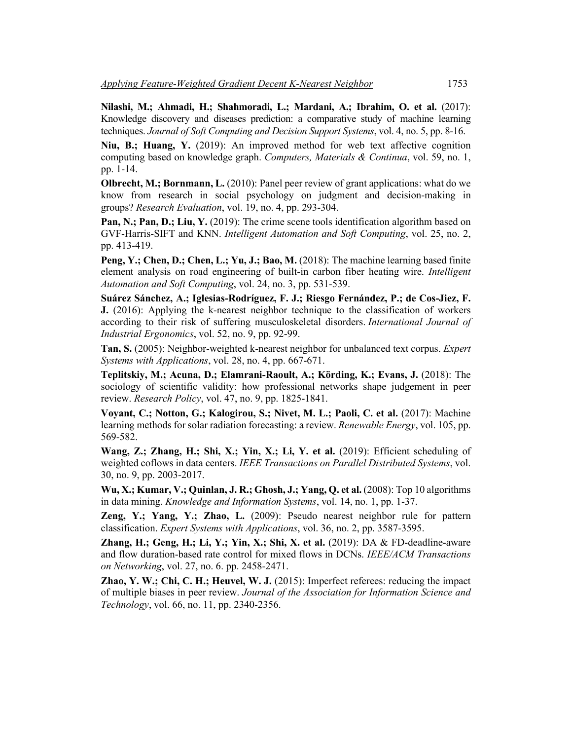**Nilashi, M.; Ahmadi, H.; Shahmoradi, L.; Mardani, A.; Ibrahim, O. et al.** (2017): Knowledge discovery and diseases prediction: a comparative study of machine learning techniques. *Journal of Soft Computing and Decision Support Systems*, vol. 4, no. 5, pp. 8-16.

**Niu, B.; Huang, Y.** (2019): An improved method for web text affective cognition computing based on knowledge graph. *Computers, Materials & Continua*, vol. 59, no. 1, pp. 1-14.

**Olbrecht, M.; Bornmann, L.** (2010): Panel peer review of grant applications: what do we know from research in social psychology on judgment and decision-making in groups? *Research Evaluation*, vol. 19, no. 4, pp. 293-304.

**Pan, N.; Pan, D.; Liu, Y.** (2019): The crime scene tools identification algorithm based on GVF-Harris-SIFT and KNN. *Intelligent Automation and Soft Computing*, vol. 25, no. 2, pp. 413-419.

**Peng, Y.; Chen, D.; Chen, L.; Yu, J.; Bao, M.** (2018): The machine learning based finite element analysis on road engineering of built-in carbon fiber heating wire. *Intelligent Automation and Soft Computing*, vol. 24, no. 3, pp. 531-539.

**Suárez Sánchez, A.; Iglesias-Rodríguez, F. J.; Riesgo Fernández, P.; de Cos-Jiez, F. J.** (2016): Applying the k-nearest neighbor technique to the classification of workers according to their risk of suffering musculoskeletal disorders. *International Journal of Industrial Ergonomics*, vol. 52, no. 9, pp. 92-99.

**Tan, S.** (2005): Neighbor-weighted k-nearest neighbor for unbalanced text corpus. *Expert Systems with Applications*, vol. 28, no. 4, pp. 667-671.

**Teplitskiy, M.; Acuna, D.; Elamrani-Raoult, A.; Körding, K.; Evans, J.** (2018): The sociology of scientific validity: how professional networks shape judgement in peer review. *Research Policy*, vol. 47, no. 9, pp. 1825-1841.

**Voyant, C.; Notton, G.; Kalogirou, S.; Nivet, M. L.; Paoli, C. et al.** (2017): Machine learning methods for solar radiation forecasting: a review. *Renewable Energy*, vol. 105, pp. 569-582.

**Wang, Z.; Zhang, H.; Shi, X.; Yin, X.; Li, Y. et al.** (2019): Efficient scheduling of weighted coflows in data centers. *IEEE Transactions on Parallel Distributed Systems*, vol. 30, no. 9, pp. 2003-2017.

**Wu, X.; Kumar, V.; Quinlan, J. R.; Ghosh, J.; Yang, Q. et al.** (2008): Top 10 algorithms in data mining. *Knowledge and Information Systems*, vol. 14, no. 1, pp. 1-37.

**Zeng, Y.; Yang, Y.; Zhao, L.** (2009): Pseudo nearest neighbor rule for pattern classification. *Expert Systems with Applications*, vol. 36, no. 2, pp. 3587-3595.

**Zhang, H.; Geng, H.; Li, Y.; Yin, X.; Shi, X. et al.** (2019): DA & FD-deadline-aware and flow duration-based rate control for mixed flows in DCNs. *IEEE/ACM Transactions on Networking*, vol. 27, no. 6. pp. 2458-2471.

**Zhao, Y. W.; Chi, C. H.; Heuvel, W. J.** (2015): Imperfect referees: reducing the impact of multiple biases in peer review. *Journal of the Association for Information Science and Technology*, vol. 66, no. 11, pp. 2340-2356.